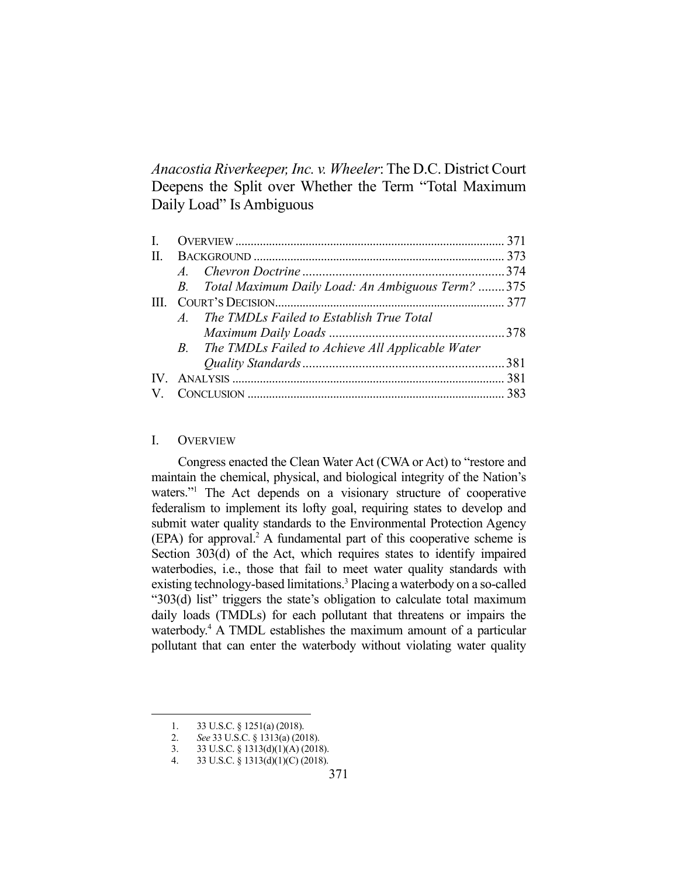# *Anacostia Riverkeeper, Inc. v. Wheeler*: The D.C. District Court Deepens the Split over Whether the Term "Total Maximum Daily Load" Is Ambiguous

| | | |
|---|---|---|
| I. | OVERVIEW | 371 |
| II. | BACKGROUND | 373 |
| | *A. Chevron Doctrine* | 374 |
| | *B. Total Maximum Daily Load: An Ambiguous Term?* | 375 |
| III. | COURT'S DECISION | 377 |
| | *A. The TMDLs Failed to Establish True Total Maximum Daily Loads* | 378 |
| | *B. The TMDLs Failed to Achieve All Applicable Water Quality Standards* | 381 |
| IV. | ANALYSIS | 381 |
| V. | CONCLUSION | 383 |

## I. OVERVIEW

Congress enacted the Clean Water Act (CWA or Act) to "restore and maintain the chemical, physical, and biological integrity of the Nation's waters."[1] The Act depends on a visionary structure of cooperative federalism to implement its lofty goal, requiring states to develop and submit water quality standards to the Environmental Protection Agency (EPA) for approval.[2] A fundamental part of this cooperative scheme is Section 303(d) of the Act, which requires states to identify impaired waterbodies, i.e., those that fail to meet water quality standards with existing technology-based limitations.[3] Placing a waterbody on a so-called "303(d) list" triggers the state's obligation to calculate total maximum daily loads (TMDLs) for each pollutant that threatens or impairs the waterbody.[4] A TMDL establishes the maximum amount of a particular pollutant that can enter the waterbody without violating water quality

1. 33 U.S.C. § 1251(a) (2018).
2. *See* 33 U.S.C. § 1313(a) (2018).
3. 33 U.S.C. § 1313(d)(1)(A) (2018).
4. 33 U.S.C. § 1313(d)(1)(C) (2018).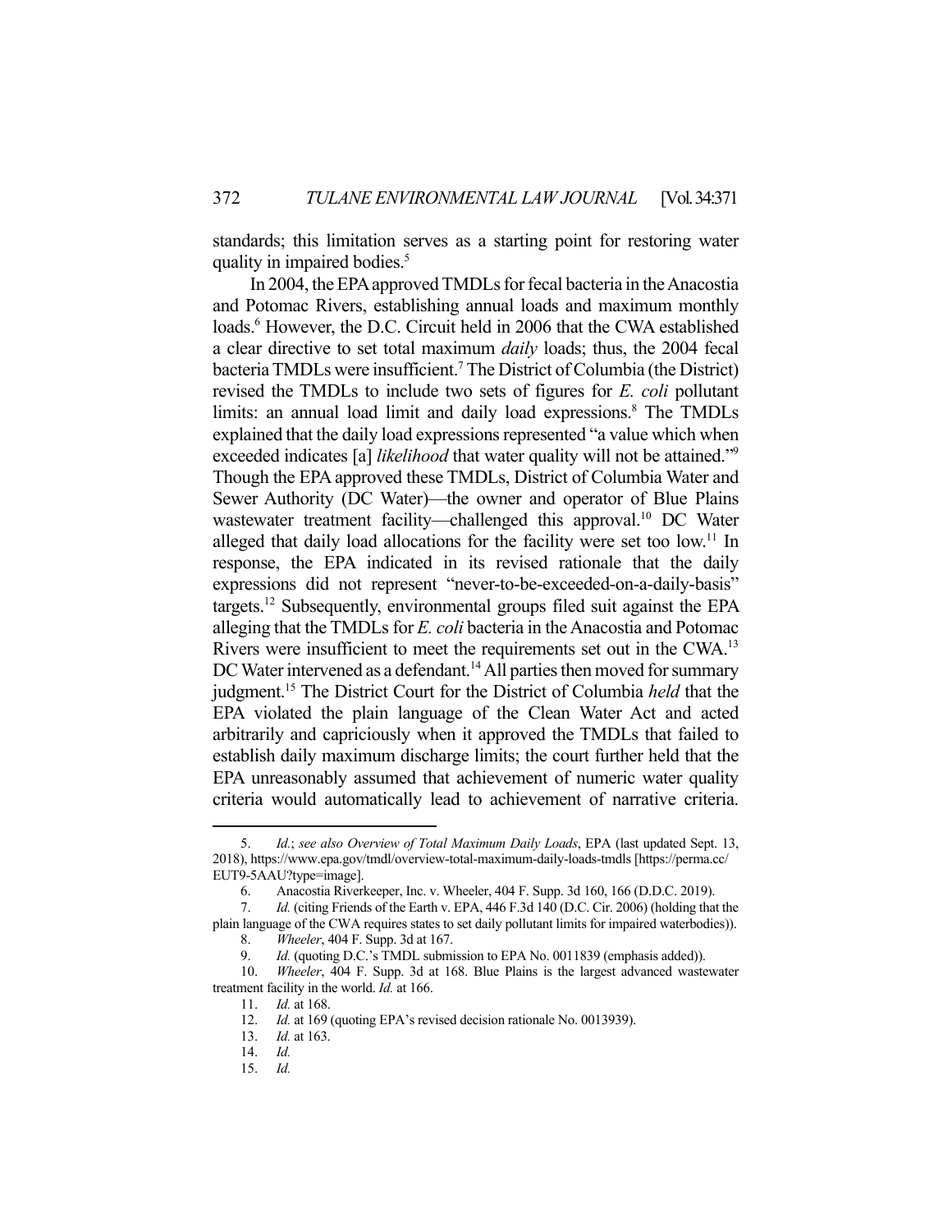standards; this limitation serves as a starting point for restoring water quality in impaired bodies.[5]

In 2004, the EPA approved TMDLs for fecal bacteria in the Anacostia and Potomac Rivers, establishing annual loads and maximum monthly loads.[6] However, the D.C. Circuit held in 2006 that the CWA established a clear directive to set total maximum *daily* loads; thus, the 2004 fecal bacteria TMDLs were insufficient.[7] The District of Columbia (the District) revised the TMDLs to include two sets of figures for *E. coli* pollutant limits: an annual load limit and daily load expressions.[8] The TMDLs explained that the daily load expressions represented "a value which when exceeded indicates [a] *likelihood* that water quality will not be attained."[9] Though the EPA approved these TMDLs, District of Columbia Water and Sewer Authority (DC Water)—the owner and operator of Blue Plains wastewater treatment facility—challenged this approval.[10] DC Water alleged that daily load allocations for the facility were set too low.[11] In response, the EPA indicated in its revised rationale that the daily expressions did not represent "never-to-be-exceeded-on-a-daily-basis" targets.[12] Subsequently, environmental groups filed suit against the EPA alleging that the TMDLs for *E. coli* bacteria in the Anacostia and Potomac Rivers were insufficient to meet the requirements set out in the CWA.[13] DC Water intervened as a defendant.[14] All parties then moved for summary judgment.[15] The District Court for the District of Columbia *held* that the EPA violated the plain language of the Clean Water Act and acted arbitrarily and capriciously when it approved the TMDLs that failed to establish daily maximum discharge limits; the court further held that the EPA unreasonably assumed that achievement of numeric water quality criteria would automatically lead to achievement of narrative criteria.

---

5. *Id.*; *see also Overview of Total Maximum Daily Loads*, EPA (last updated Sept. 13, 2018), https://www.epa.gov/tmdl/overview-total-maximum-daily-loads-tmdls [https://perma.cc/EUT9-5AAU?type=image].

6. Anacostia Riverkeeper, Inc. v. Wheeler, 404 F. Supp. 3d 160, 166 (D.D.C. 2019).

7. *Id.* (citing Friends of the Earth v. EPA, 446 F.3d 140 (D.C. Cir. 2006) (holding that the plain language of the CWA requires states to set daily pollutant limits for impaired waterbodies)).

8. *Wheeler*, 404 F. Supp. 3d at 167.

9. *Id.* (quoting D.C.'s TMDL submission to EPA No. 0011839 (emphasis added)).

10. *Wheeler*, 404 F. Supp. 3d at 168. Blue Plains is the largest advanced wastewater treatment facility in the world. *Id.* at 166.

11. *Id.* at 168.

12. *Id.* at 169 (quoting EPA's revised decision rationale No. 0013939).

13. *Id.* at 163.

14. *Id.*

15. *Id.*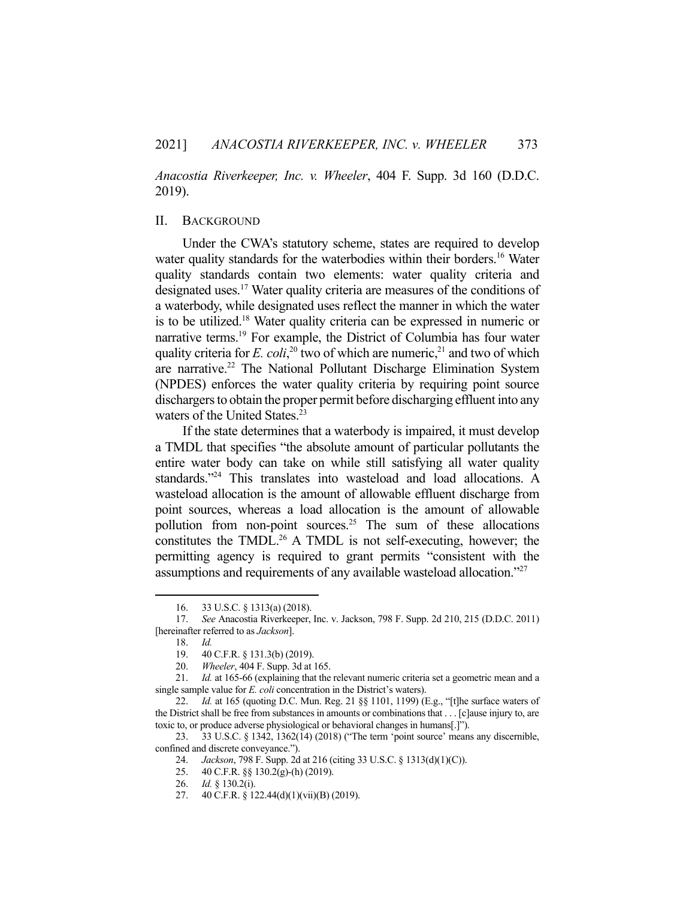*Anacostia Riverkeeper, Inc. v. Wheeler*, 404 F. Supp. 3d 160 (D.D.C. 2019).

## II. BACKGROUND

Under the CWA's statutory scheme, states are required to develop water quality standards for the waterbodies within their borders.[16] Water quality standards contain two elements: water quality criteria and designated uses.[17] Water quality criteria are measures of the conditions of a waterbody, while designated uses reflect the manner in which the water is to be utilized.[18] Water quality criteria can be expressed in numeric or narrative terms.[19] For example, the District of Columbia has four water quality criteria for *E. coli*,[20] two of which are numeric,[21] and two of which are narrative.[22] The National Pollutant Discharge Elimination System (NPDES) enforces the water quality criteria by requiring point source dischargers to obtain the proper permit before discharging effluent into any waters of the United States.[23]

If the state determines that a waterbody is impaired, it must develop a TMDL that specifies "the absolute amount of particular pollutants the entire water body can take on while still satisfying all water quality standards."[24] This translates into wasteload and load allocations. A wasteload allocation is the amount of allowable effluent discharge from point sources, whereas a load allocation is the amount of allowable pollution from non-point sources.[25] The sum of these allocations constitutes the TMDL.[26] A TMDL is not self-executing, however; the permitting agency is required to grant permits "consistent with the assumptions and requirements of any available wasteload allocation."[27]

---

16. 33 U.S.C. § 1313(a) (2018).

17. *See* Anacostia Riverkeeper, Inc. v. Jackson, 798 F. Supp. 2d 210, 215 (D.D.C. 2011) [hereinafter referred to as *Jackson*].

18. *Id.*

19. 40 C.F.R. § 131.3(b) (2019).

20. *Wheeler*, 404 F. Supp. 3d at 165.

21. *Id.* at 165-66 (explaining that the relevant numeric criteria set a geometric mean and a single sample value for *E. coli* concentration in the District's waters).

22. *Id.* at 165 (quoting D.C. Mun. Reg. 21 §§ 1101, 1199) (E.g., "[t]he surface waters of the District shall be free from substances in amounts or combinations that . . . [c]ause injury to, are toxic to, or produce adverse physiological or behavioral changes in humans[.]").

23. 33 U.S.C. § 1342, 1362(14) (2018) ("The term 'point source' means any discernible, confined and discrete conveyance.").

24. *Jackson*, 798 F. Supp. 2d at 216 (citing 33 U.S.C. § 1313(d)(1)(C)).

25. 40 C.F.R. §§ 130.2(g)-(h) (2019).

26. *Id.* § 130.2(i).

27. 40 C.F.R. § 122.44(d)(1)(vii)(B) (2019).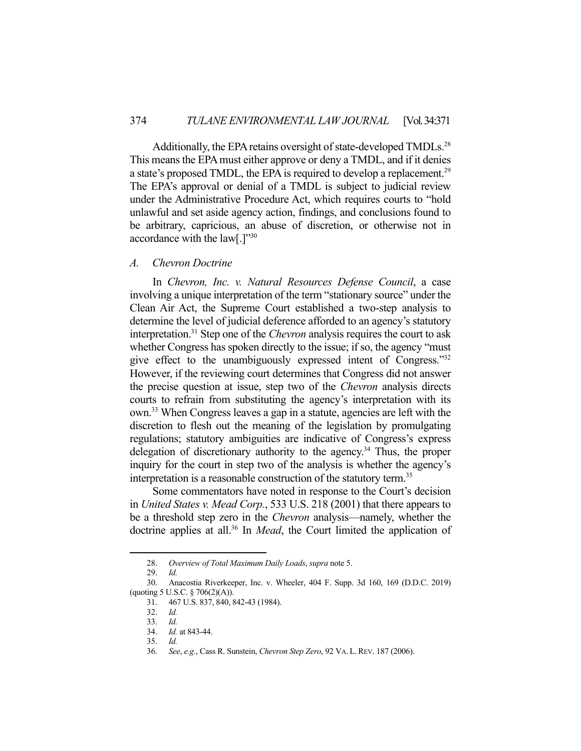Additionally, the EPA retains oversight of state-developed TMDLs.[28] This means the EPA must either approve or deny a TMDL, and if it denies a state's proposed TMDL, the EPA is required to develop a replacement.[29] The EPA's approval or denial of a TMDL is subject to judicial review under the Administrative Procedure Act, which requires courts to "hold unlawful and set aside agency action, findings, and conclusions found to be arbitrary, capricious, an abuse of discretion, or otherwise not in accordance with the law[.]"[30]

### *A. Chevron Doctrine*

In *Chevron, Inc. v. Natural Resources Defense Council*, a case involving a unique interpretation of the term "stationary source" under the Clean Air Act, the Supreme Court established a two-step analysis to determine the level of judicial deference afforded to an agency's statutory interpretation.[31] Step one of the *Chevron* analysis requires the court to ask whether Congress has spoken directly to the issue; if so, the agency "must give effect to the unambiguously expressed intent of Congress."[32] However, if the reviewing court determines that Congress did not answer the precise question at issue, step two of the *Chevron* analysis directs courts to refrain from substituting the agency's interpretation with its own.[33] When Congress leaves a gap in a statute, agencies are left with the discretion to flesh out the meaning of the legislation by promulgating regulations; statutory ambiguities are indicative of Congress's express delegation of discretionary authority to the agency.[34] Thus, the proper inquiry for the court in step two of the analysis is whether the agency's interpretation is a reasonable construction of the statutory term.[35]

Some commentators have noted in response to the Court's decision in *United States v. Mead Corp.*, 533 U.S. 218 (2001) that there appears to be a threshold step zero in the *Chevron* analysis—namely, whether the doctrine applies at all.[36] In *Mead*, the Court limited the application of

---

28. *Overview of Total Maximum Daily Loads*, *supra* note 5.

29. *Id.*

30. Anacostia Riverkeeper, Inc. v. Wheeler, 404 F. Supp. 3d 160, 169 (D.D.C. 2019) (quoting 5 U.S.C. § 706(2)(A)).

31. 467 U.S. 837, 840, 842-43 (1984).

32. *Id.*

33. *Id.*

34. *Id.* at 843-44.

35. *Id.*

36. *See*, *e.g.*, Cass R. Sunstein, *Chevron Step Zero*, 92 VA. L. REV. 187 (2006).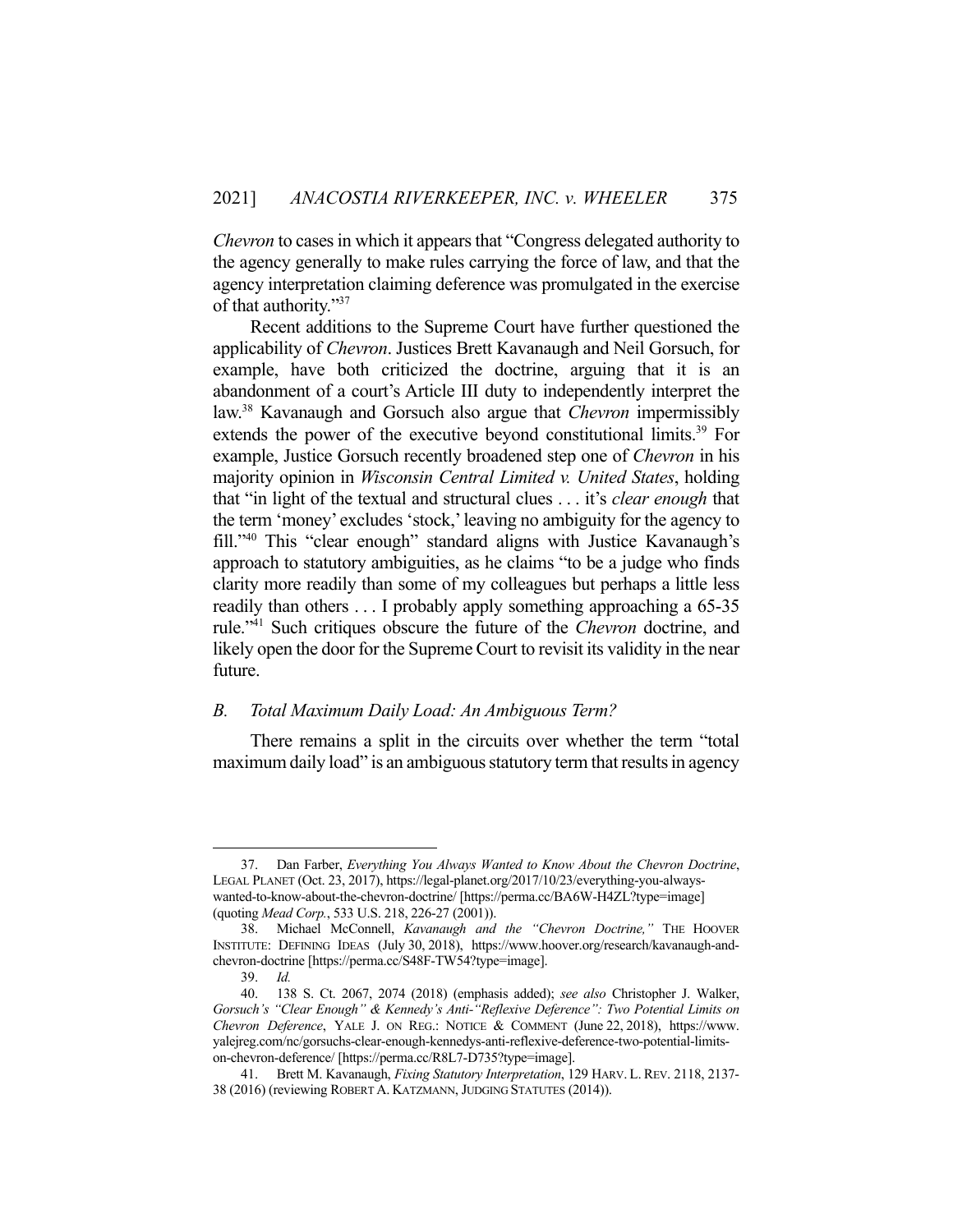*Chevron* to cases in which it appears that "Congress delegated authority to the agency generally to make rules carrying the force of law, and that the agency interpretation claiming deference was promulgated in the exercise of that authority."[37]

Recent additions to the Supreme Court have further questioned the applicability of *Chevron*. Justices Brett Kavanaugh and Neil Gorsuch, for example, have both criticized the doctrine, arguing that it is an abandonment of a court's Article III duty to independently interpret the law.[38] Kavanaugh and Gorsuch also argue that *Chevron* impermissibly extends the power of the executive beyond constitutional limits.[39] For example, Justice Gorsuch recently broadened step one of *Chevron* in his majority opinion in *Wisconsin Central Limited v. United States*, holding that "in light of the textual and structural clues . . . it's *clear enough* that the term 'money' excludes 'stock,' leaving no ambiguity for the agency to fill."[40] This "clear enough" standard aligns with Justice Kavanaugh's approach to statutory ambiguities, as he claims "to be a judge who finds clarity more readily than some of my colleagues but perhaps a little less readily than others . . . I probably apply something approaching a 65-35 rule."[41] Such critiques obscure the future of the *Chevron* doctrine, and likely open the door for the Supreme Court to revisit its validity in the near future.

### *B. Total Maximum Daily Load: An Ambiguous Term?*

There remains a split in the circuits over whether the term "total maximum daily load" is an ambiguous statutory term that results in agency

---

37. Dan Farber, *Everything You Always Wanted to Know About the Chevron Doctrine*, LEGAL PLANET (Oct. 23, 2017), https://legal-planet.org/2017/10/23/everything-you-always-wanted-to-know-about-the-chevron-doctrine/ [https://perma.cc/BA6W-H4ZL?type=image] (quoting *Mead Corp.*, 533 U.S. 218, 226-27 (2001)).

38. Michael McConnell, *Kavanaugh and the "Chevron Doctrine,"* THE HOOVER INSTITUTE: DEFINING IDEAS (July 30, 2018), https://www.hoover.org/research/kavanaugh-and-chevron-doctrine [https://perma.cc/S48F-TW54?type=image].

39. *Id.*

40. 138 S. Ct. 2067, 2074 (2018) (emphasis added); *see also* Christopher J. Walker, *Gorsuch's "Clear Enough" & Kennedy's Anti-"Reflexive Deference": Two Potential Limits on Chevron Deference*, YALE J. ON REG.: NOTICE & COMMENT (June 22, 2018), https://www.yalejreg.com/nc/gorsuchs-clear-enough-kennedys-anti-reflexive-deference-two-potential-limits-on-chevron-deference/ [https://perma.cc/R8L7-D735?type=image].

41. Brett M. Kavanaugh, *Fixing Statutory Interpretation*, 129 HARV. L. REV. 2118, 2137-38 (2016) (reviewing ROBERT A. KATZMANN, JUDGING STATUTES (2014)).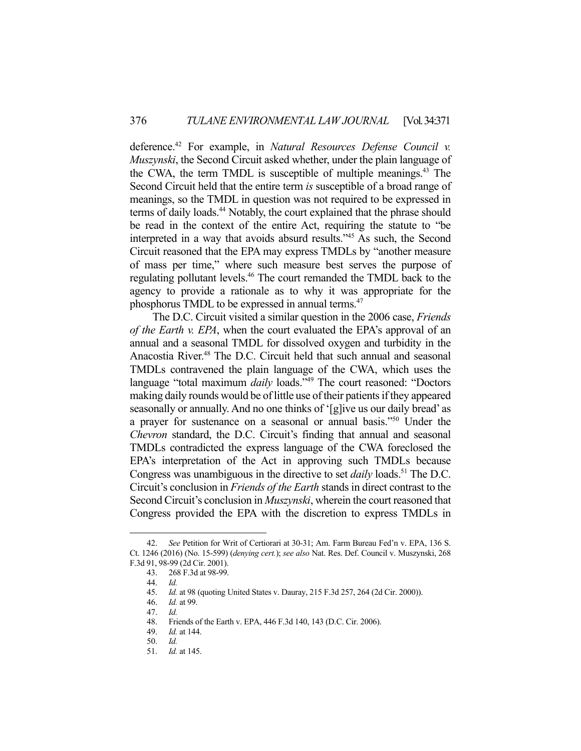deference.[42] For example, in *Natural Resources Defense Council v. Muszynski*, the Second Circuit asked whether, under the plain language of the CWA, the term TMDL is susceptible of multiple meanings.[43] The Second Circuit held that the entire term *is* susceptible of a broad range of meanings, so the TMDL in question was not required to be expressed in terms of daily loads.[44] Notably, the court explained that the phrase should be read in the context of the entire Act, requiring the statute to "be interpreted in a way that avoids absurd results."[45] As such, the Second Circuit reasoned that the EPA may express TMDLs by "another measure of mass per time," where such measure best serves the purpose of regulating pollutant levels.[46] The court remanded the TMDL back to the agency to provide a rationale as to why it was appropriate for the phosphorus TMDL to be expressed in annual terms.[47]

The D.C. Circuit visited a similar question in the 2006 case, *Friends of the Earth v. EPA*, when the court evaluated the EPA's approval of an annual and a seasonal TMDL for dissolved oxygen and turbidity in the Anacostia River.[48] The D.C. Circuit held that such annual and seasonal TMDLs contravened the plain language of the CWA, which uses the language "total maximum *daily* loads."[49] The court reasoned: "Doctors making daily rounds would be of little use of their patients if they appeared seasonally or annually. And no one thinks of '[g]ive us our daily bread' as a prayer for sustenance on a seasonal or annual basis."[50] Under the *Chevron* standard, the D.C. Circuit's finding that annual and seasonal TMDLs contradicted the express language of the CWA foreclosed the EPA's interpretation of the Act in approving such TMDLs because Congress was unambiguous in the directive to set *daily* loads.[51] The D.C. Circuit's conclusion in *Friends of the Earth* stands in direct contrast to the Second Circuit's conclusion in *Muszynski*, wherein the court reasoned that Congress provided the EPA with the discretion to express TMDLs in

---

42. *See* Petition for Writ of Certiorari at 30-31; Am. Farm Bureau Fed'n v. EPA, 136 S. Ct. 1246 (2016) (No. 15-599) (*denying cert.*); *see also* Nat. Res. Def. Council v. Muszynski, 268 F.3d 91, 98-99 (2d Cir. 2001).

43. 268 F.3d at 98-99.

44. *Id.*

45. *Id.* at 98 (quoting United States v. Dauray, 215 F.3d 257, 264 (2d Cir. 2000)).

46. *Id.* at 99.

47. *Id.*

48. Friends of the Earth v. EPA, 446 F.3d 140, 143 (D.C. Cir. 2006).

49. *Id.* at 144.

50. *Id.*

51. *Id.* at 145.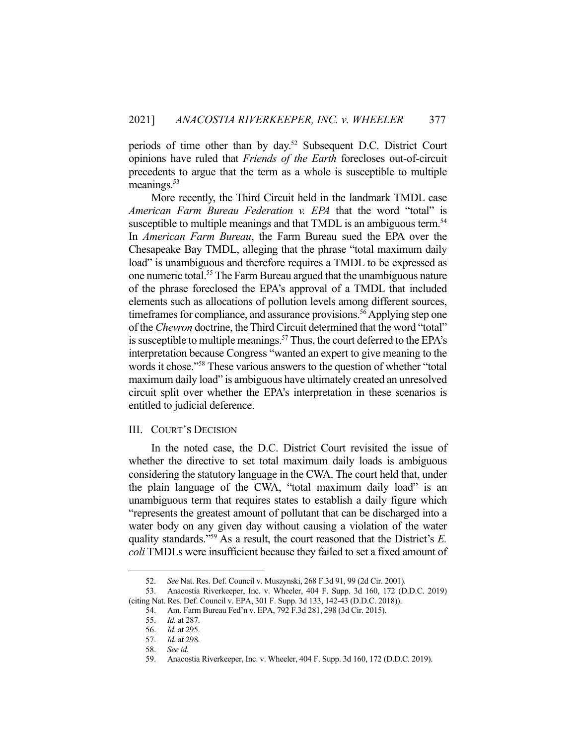periods of time other than by day.[52] Subsequent D.C. District Court opinions have ruled that *Friends of the Earth* forecloses out-of-circuit precedents to argue that the term as a whole is susceptible to multiple meanings.[53]

More recently, the Third Circuit held in the landmark TMDL case *American Farm Bureau Federation v. EPA* that the word "total" is susceptible to multiple meanings and that TMDL is an ambiguous term.[54] In *American Farm Bureau*, the Farm Bureau sued the EPA over the Chesapeake Bay TMDL, alleging that the phrase "total maximum daily load" is unambiguous and therefore requires a TMDL to be expressed as one numeric total.[55] The Farm Bureau argued that the unambiguous nature of the phrase foreclosed the EPA's approval of a TMDL that included elements such as allocations of pollution levels among different sources, timeframes for compliance, and assurance provisions.[56] Applying step one of the *Chevron* doctrine, the Third Circuit determined that the word "total" is susceptible to multiple meanings.[57] Thus, the court deferred to the EPA's interpretation because Congress "wanted an expert to give meaning to the words it chose."[58] These various answers to the question of whether "total maximum daily load" is ambiguous have ultimately created an unresolved circuit split over whether the EPA's interpretation in these scenarios is entitled to judicial deference.

## III. COURT'S DECISION

In the noted case, the D.C. District Court revisited the issue of whether the directive to set total maximum daily loads is ambiguous considering the statutory language in the CWA. The court held that, under the plain language of the CWA, "total maximum daily load" is an unambiguous term that requires states to establish a daily figure which "represents the greatest amount of pollutant that can be discharged into a water body on any given day without causing a violation of the water quality standards."[59] As a result, the court reasoned that the District's *E. coli* TMDLs were insufficient because they failed to set a fixed amount of

---

52. *See* Nat. Res. Def. Council v. Muszynski, 268 F.3d 91, 99 (2d Cir. 2001).

53. Anacostia Riverkeeper, Inc. v. Wheeler, 404 F. Supp. 3d 160, 172 (D.D.C. 2019) (citing Nat. Res. Def. Council v. EPA, 301 F. Supp. 3d 133, 142-43 (D.D.C. 2018)).

54. Am. Farm Bureau Fed'n v. EPA, 792 F.3d 281, 298 (3d Cir. 2015).

55. *Id.* at 287.

56. *Id.* at 295.

57. *Id.* at 298.

58. *See id.*

59. Anacostia Riverkeeper, Inc. v. Wheeler, 404 F. Supp. 3d 160, 172 (D.D.C. 2019).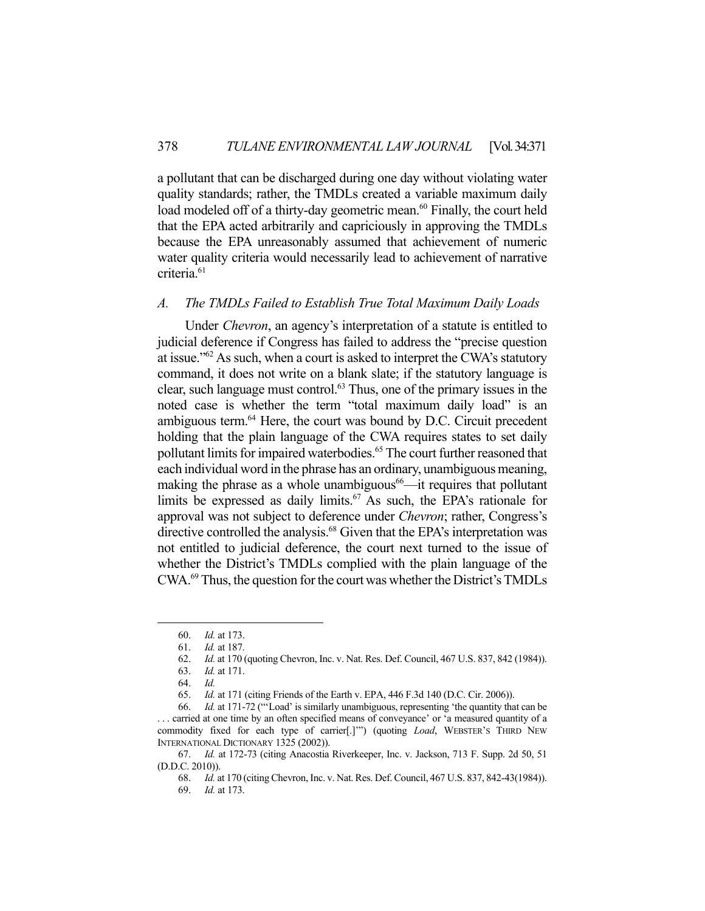a pollutant that can be discharged during one day without violating water quality standards; rather, the TMDLs created a variable maximum daily load modeled off of a thirty-day geometric mean.[60] Finally, the court held that the EPA acted arbitrarily and capriciously in approving the TMDLs because the EPA unreasonably assumed that achievement of numeric water quality criteria would necessarily lead to achievement of narrative criteria.[61]

### *A. The TMDLs Failed to Establish True Total Maximum Daily Loads*

Under *Chevron*, an agency's interpretation of a statute is entitled to judicial deference if Congress has failed to address the "precise question at issue."[62] As such, when a court is asked to interpret the CWA's statutory command, it does not write on a blank slate; if the statutory language is clear, such language must control.[63] Thus, one of the primary issues in the noted case is whether the term "total maximum daily load" is an ambiguous term.[64] Here, the court was bound by D.C. Circuit precedent holding that the plain language of the CWA requires states to set daily pollutant limits for impaired waterbodies.[65] The court further reasoned that each individual word in the phrase has an ordinary, unambiguous meaning, making the phrase as a whole unambiguous[66]—it requires that pollutant limits be expressed as daily limits.[67] As such, the EPA's rationale for approval was not subject to deference under *Chevron*; rather, Congress's directive controlled the analysis.[68] Given that the EPA's interpretation was not entitled to judicial deference, the court next turned to the issue of whether the District's TMDLs complied with the plain language of the CWA.[69] Thus, the question for the court was whether the District's TMDLs

---

60. *Id.* at 173.

61. *Id.* at 187.

62. *Id.* at 170 (quoting Chevron, Inc. v. Nat. Res. Def. Council, 467 U.S. 837, 842 (1984)).

63. *Id.* at 171.

64. *Id.*

65. *Id.* at 171 (citing Friends of the Earth v. EPA, 446 F.3d 140 (D.C. Cir. 2006)).

66. *Id.* at 171-72 ("'Load' is similarly unambiguous, representing 'the quantity that can be . . . carried at one time by an often specified means of conveyance' or 'a measured quantity of a commodity fixed for each type of carrier[.]'") (quoting *Load*, WEBSTER'S THIRD NEW INTERNATIONAL DICTIONARY 1325 (2002)).

67. *Id.* at 172-73 (citing Anacostia Riverkeeper, Inc. v. Jackson, 713 F. Supp. 2d 50, 51 (D.D.C. 2010)).

68. *Id.* at 170 (citing Chevron, Inc. v. Nat. Res. Def. Council, 467 U.S. 837, 842-43(1984)).

69. *Id.* at 173.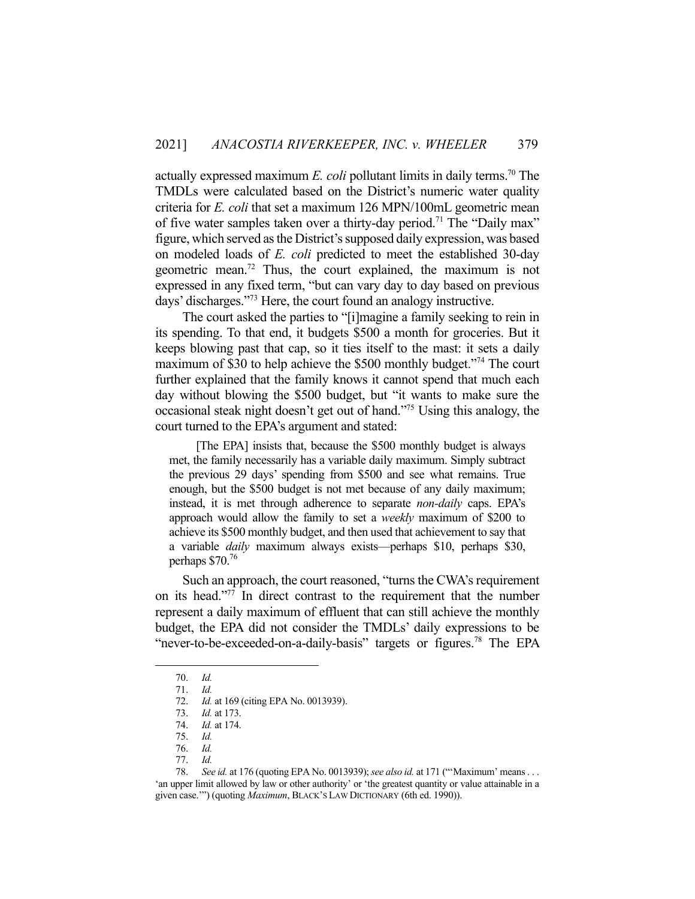actually expressed maximum *E. coli* pollutant limits in daily terms.[70] The TMDLs were calculated based on the District's numeric water quality criteria for *E. coli* that set a maximum 126 MPN/100mL geometric mean of five water samples taken over a thirty-day period.[71] The "Daily max" figure, which served as the District's supposed daily expression, was based on modeled loads of *E. coli* predicted to meet the established 30-day geometric mean.[72] Thus, the court explained, the maximum is not expressed in any fixed term, "but can vary day to day based on previous days' discharges."[73] Here, the court found an analogy instructive.

The court asked the parties to "[i]magine a family seeking to rein in its spending. To that end, it budgets $500 a month for groceries. But it keeps blowing past that cap, so it ties itself to the mast: it sets a daily maximum of $30 to help achieve the $500 monthly budget."[74] The court further explained that the family knows it cannot spend that much each day without blowing the $500 budget, but "it wants to make sure the occasional steak night doesn't get out of hand."[75] Using this analogy, the court turned to the EPA's argument and stated:

> [The EPA] insists that, because the $500 monthly budget is always met, the family necessarily has a variable daily maximum. Simply subtract the previous 29 days' spending from $500 and see what remains. True enough, but the $500 budget is not met because of any daily maximum; instead, it is met through adherence to separate *non-daily* caps. EPA's approach would allow the family to set a *weekly* maximum of $200 to achieve its $500 monthly budget, and then used that achievement to say that a variable *daily* maximum always exists—perhaps $10, perhaps $30, perhaps $70.[76]

Such an approach, the court reasoned, "turns the CWA's requirement on its head."[77] In direct contrast to the requirement that the number represent a daily maximum of effluent that can still achieve the monthly budget, the EPA did not consider the TMDLs' daily expressions to be "never-to-be-exceeded-on-a-daily-basis" targets or figures.[78] The EPA

---

70. *Id.*

71. *Id.*

72. *Id.* at 169 (citing EPA No. 0013939).

73. *Id.* at 173.

74. *Id.* at 174.

75. *Id.*

76. *Id.*

77. *Id.*

78. *See id.* at 176 (quoting EPA No. 0013939); *see also id.* at 171 ("'Maximum' means . . . 'an upper limit allowed by law or other authority' or 'the greatest quantity or value attainable in a given case.'") (quoting *Maximum*, BLACK'S LAW DICTIONARY (6th ed. 1990)).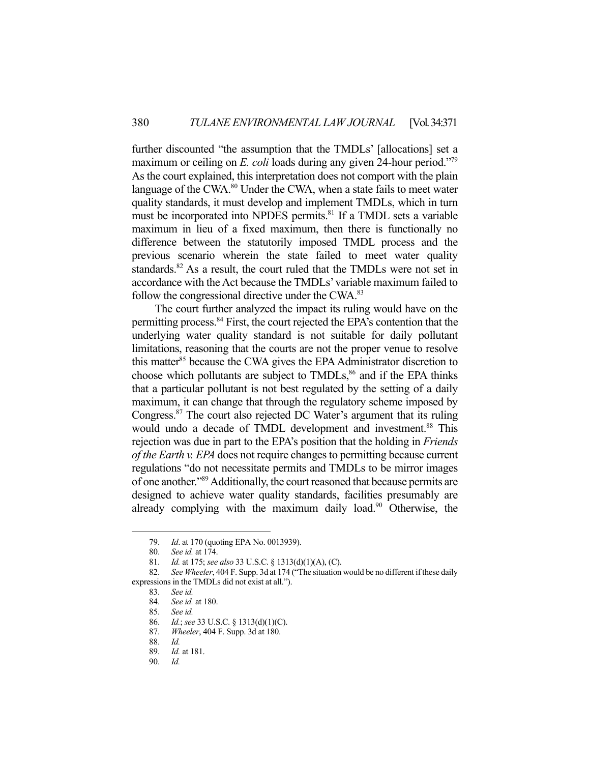further discounted "the assumption that the TMDLs' [allocations] set a maximum or ceiling on *E. coli* loads during any given 24-hour period."[79] As the court explained, this interpretation does not comport with the plain language of the CWA.[80] Under the CWA, when a state fails to meet water quality standards, it must develop and implement TMDLs, which in turn must be incorporated into NPDES permits.[81] If a TMDL sets a variable maximum in lieu of a fixed maximum, then there is functionally no difference between the statutorily imposed TMDL process and the previous scenario wherein the state failed to meet water quality standards.[82] As a result, the court ruled that the TMDLs were not set in accordance with the Act because the TMDLs' variable maximum failed to follow the congressional directive under the CWA.[83]

The court further analyzed the impact its ruling would have on the permitting process.[84] First, the court rejected the EPA's contention that the underlying water quality standard is not suitable for daily pollutant limitations, reasoning that the courts are not the proper venue to resolve this matter[85] because the CWA gives the EPA Administrator discretion to choose which pollutants are subject to TMDLs,[86] and if the EPA thinks that a particular pollutant is not best regulated by the setting of a daily maximum, it can change that through the regulatory scheme imposed by Congress.[87] The court also rejected DC Water's argument that its ruling would undo a decade of TMDL development and investment.[88] This rejection was due in part to the EPA's position that the holding in *Friends of the Earth v. EPA* does not require changes to permitting because current regulations "do not necessitate permits and TMDLs to be mirror images of one another."[89] Additionally, the court reasoned that because permits are designed to achieve water quality standards, facilities presumably are already complying with the maximum daily load.[90] Otherwise, the

---

79. *Id*. at 170 (quoting EPA No. 0013939).

80. *See id.* at 174.

81. *Id.* at 175; *see also* 33 U.S.C. § 1313(d)(1)(A), (C).

82. *See Wheeler*, 404 F. Supp. 3d at 174 ("The situation would be no different if these daily expressions in the TMDLs did not exist at all.").

83. *See id.*

84. *See id.* at 180.

85. *See id.*

86. *Id.*; *see* 33 U.S.C. § 1313(d)(1)(C).

87. *Wheeler*, 404 F. Supp. 3d at 180.

88. *Id.*

89. *Id.* at 181.

90. *Id.*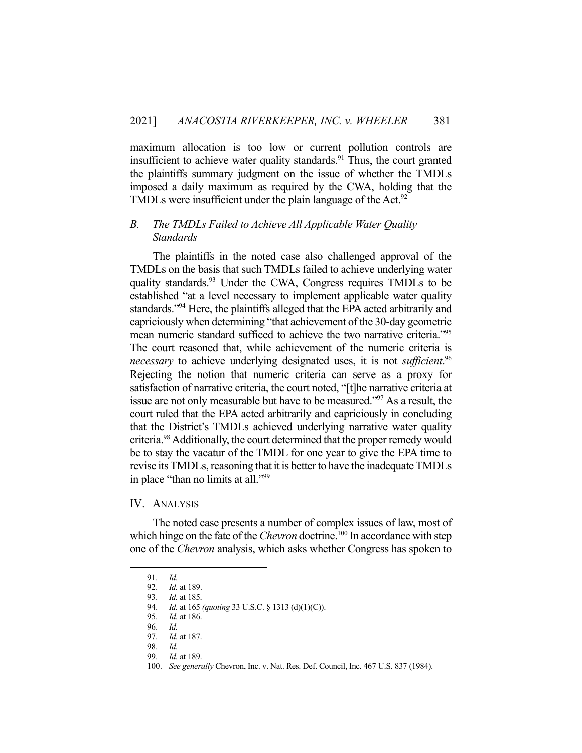maximum allocation is too low or current pollution controls are insufficient to achieve water quality standards.[91] Thus, the court granted the plaintiffs summary judgment on the issue of whether the TMDLs imposed a daily maximum as required by the CWA, holding that the TMDLs were insufficient under the plain language of the Act.[92]

### *B. The TMDLs Failed to Achieve All Applicable Water Quality Standards*

The plaintiffs in the noted case also challenged approval of the TMDLs on the basis that such TMDLs failed to achieve underlying water quality standards.[93] Under the CWA, Congress requires TMDLs to be established "at a level necessary to implement applicable water quality standards."[94] Here, the plaintiffs alleged that the EPA acted arbitrarily and capriciously when determining "that achievement of the 30-day geometric mean numeric standard sufficed to achieve the two narrative criteria."[95] The court reasoned that, while achievement of the numeric criteria is *necessary* to achieve underlying designated uses, it is not *sufficient*.[96] Rejecting the notion that numeric criteria can serve as a proxy for satisfaction of narrative criteria, the court noted, "[t]he narrative criteria at issue are not only measurable but have to be measured."[97] As a result, the court ruled that the EPA acted arbitrarily and capriciously in concluding that the District's TMDLs achieved underlying narrative water quality criteria.[98] Additionally, the court determined that the proper remedy would be to stay the vacatur of the TMDL for one year to give the EPA time to revise its TMDLs, reasoning that it is better to have the inadequate TMDLs in place "than no limits at all."[99]

## IV. ANALYSIS

The noted case presents a number of complex issues of law, most of which hinge on the fate of the *Chevron* doctrine.[100] In accordance with step one of the *Chevron* analysis, which asks whether Congress has spoken to

---

91. *Id.*
92. *Id.* at 189.
93. *Id.* at 185.
94. *Id.* at 165 *(quoting* 33 U.S.C. § 1313 (d)(1)(C)).
95. *Id.* at 186.
96. *Id.*
97. *Id.* at 187.
98. *Id.*
99. *Id.* at 189.
100. *See generally* Chevron, Inc. v. Nat. Res. Def. Council, Inc. 467 U.S. 837 (1984).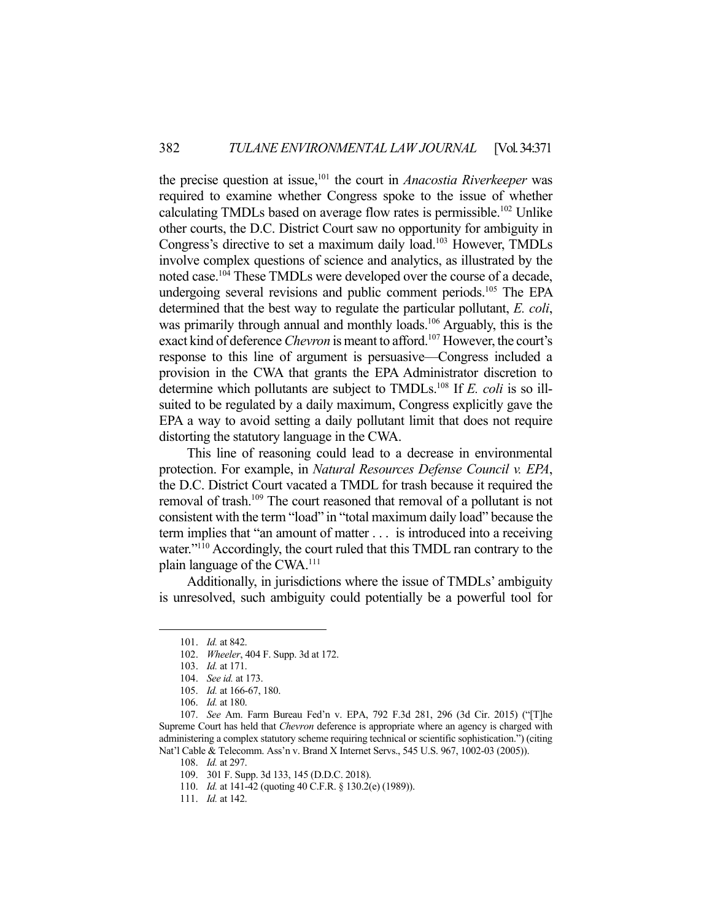the precise question at issue,[101] the court in *Anacostia Riverkeeper* was required to examine whether Congress spoke to the issue of whether calculating TMDLs based on average flow rates is permissible.[102] Unlike other courts, the D.C. District Court saw no opportunity for ambiguity in Congress's directive to set a maximum daily load.[103] However, TMDLs involve complex questions of science and analytics, as illustrated by the noted case.[104] These TMDLs were developed over the course of a decade, undergoing several revisions and public comment periods.[105] The EPA determined that the best way to regulate the particular pollutant, *E. coli*, was primarily through annual and monthly loads.[106] Arguably, this is the exact kind of deference *Chevron* is meant to afford.[107] However, the court's response to this line of argument is persuasive—Congress included a provision in the CWA that grants the EPA Administrator discretion to determine which pollutants are subject to TMDLs.[108] If *E. coli* is so ill-suited to be regulated by a daily maximum, Congress explicitly gave the EPA a way to avoid setting a daily pollutant limit that does not require distorting the statutory language in the CWA.

This line of reasoning could lead to a decrease in environmental protection. For example, in *Natural Resources Defense Council v. EPA*, the D.C. District Court vacated a TMDL for trash because it required the removal of trash.[109] The court reasoned that removal of a pollutant is not consistent with the term "load" in "total maximum daily load" because the term implies that "an amount of matter . . . is introduced into a receiving water."[110] Accordingly, the court ruled that this TMDL ran contrary to the plain language of the CWA.[111]

Additionally, in jurisdictions where the issue of TMDLs' ambiguity is unresolved, such ambiguity could potentially be a powerful tool for

---

101. *Id.* at 842.

102. *Wheeler*, 404 F. Supp. 3d at 172.

103. *Id.* at 171.

104. *See id.* at 173.

105. *Id.* at 166-67, 180.

106. *Id.* at 180.

107. *See* Am. Farm Bureau Fed'n v. EPA, 792 F.3d 281, 296 (3d Cir. 2015) ("[T]he Supreme Court has held that *Chevron* deference is appropriate where an agency is charged with administering a complex statutory scheme requiring technical or scientific sophistication.") (citing Nat'l Cable & Telecomm. Ass'n v. Brand X Internet Servs., 545 U.S. 967, 1002-03 (2005)).

108. *Id.* at 297.

109. 301 F. Supp. 3d 133, 145 (D.D.C. 2018).

110. *Id.* at 141-42 (quoting 40 C.F.R. § 130.2(e) (1989)).

111. *Id.* at 142.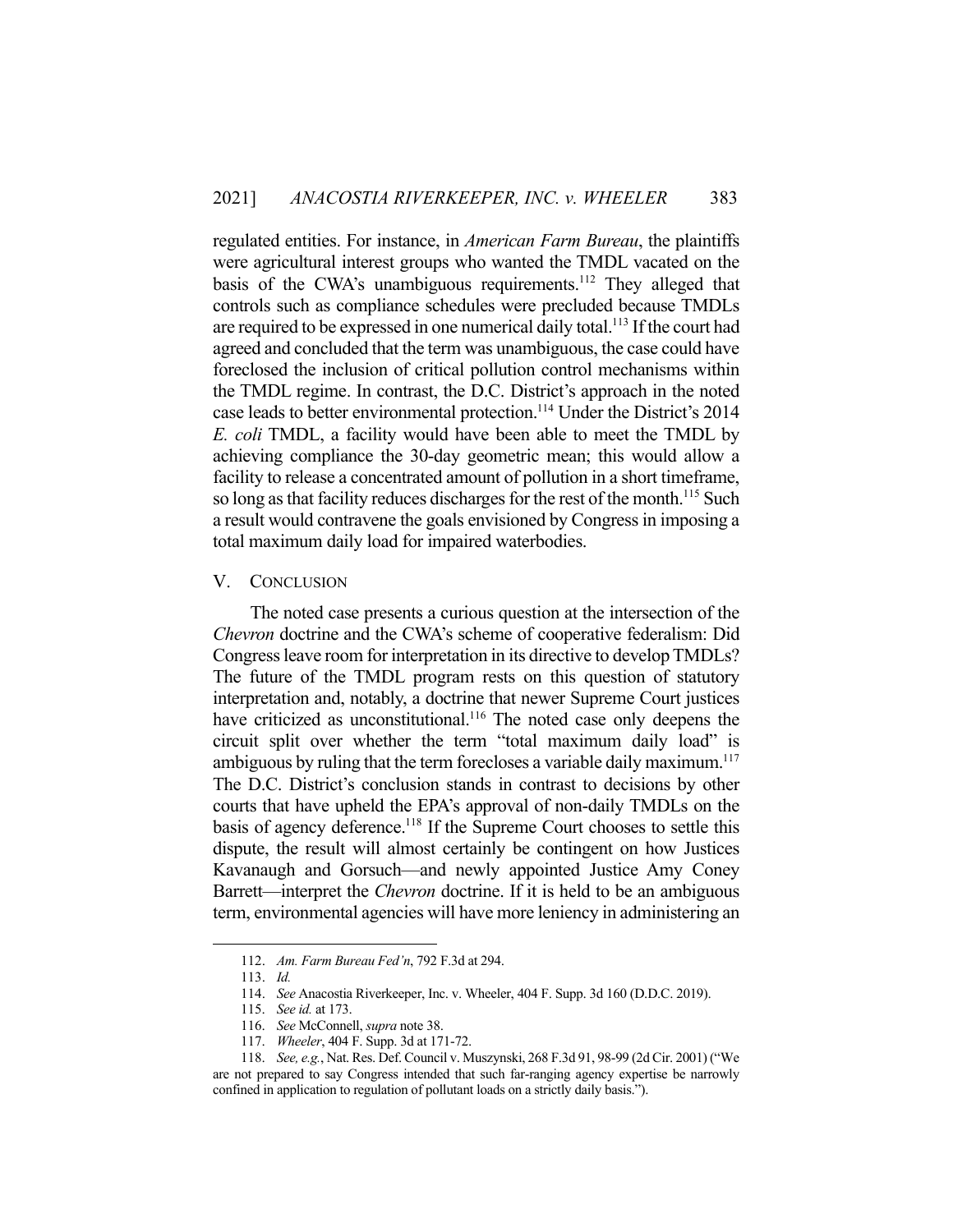regulated entities. For instance, in *American Farm Bureau*, the plaintiffs were agricultural interest groups who wanted the TMDL vacated on the basis of the CWA's unambiguous requirements.[112] They alleged that controls such as compliance schedules were precluded because TMDLs are required to be expressed in one numerical daily total.[113] If the court had agreed and concluded that the term was unambiguous, the case could have foreclosed the inclusion of critical pollution control mechanisms within the TMDL regime. In contrast, the D.C. District's approach in the noted case leads to better environmental protection.[114] Under the District's 2014 *E. coli* TMDL, a facility would have been able to meet the TMDL by achieving compliance the 30-day geometric mean; this would allow a facility to release a concentrated amount of pollution in a short timeframe, so long as that facility reduces discharges for the rest of the month.[115] Such a result would contravene the goals envisioned by Congress in imposing a total maximum daily load for impaired waterbodies.

## V. CONCLUSION

The noted case presents a curious question at the intersection of the *Chevron* doctrine and the CWA's scheme of cooperative federalism: Did Congress leave room for interpretation in its directive to develop TMDLs? The future of the TMDL program rests on this question of statutory interpretation and, notably, a doctrine that newer Supreme Court justices have criticized as unconstitutional.[116] The noted case only deepens the circuit split over whether the term "total maximum daily load" is ambiguous by ruling that the term forecloses a variable daily maximum.[117] The D.C. District's conclusion stands in contrast to decisions by other courts that have upheld the EPA's approval of non-daily TMDLs on the basis of agency deference.[118] If the Supreme Court chooses to settle this dispute, the result will almost certainly be contingent on how Justices Kavanaugh and Gorsuch—and newly appointed Justice Amy Coney Barrett—interpret the *Chevron* doctrine. If it is held to be an ambiguous term, environmental agencies will have more leniency in administering an

---

112. *Am. Farm Bureau Fed'n*, 792 F.3d at 294.

113. *Id.*

114. *See* Anacostia Riverkeeper, Inc. v. Wheeler, 404 F. Supp. 3d 160 (D.D.C. 2019).

115. *See id.* at 173.

116. *See* McConnell, *supra* note 38.

117. *Wheeler*, 404 F. Supp. 3d at 171-72.

118. *See, e.g.*, Nat. Res. Def. Council v. Muszynski, 268 F.3d 91, 98-99 (2d Cir. 2001) ("We are not prepared to say Congress intended that such far-ranging agency expertise be narrowly confined in application to regulation of pollutant loads on a strictly daily basis.").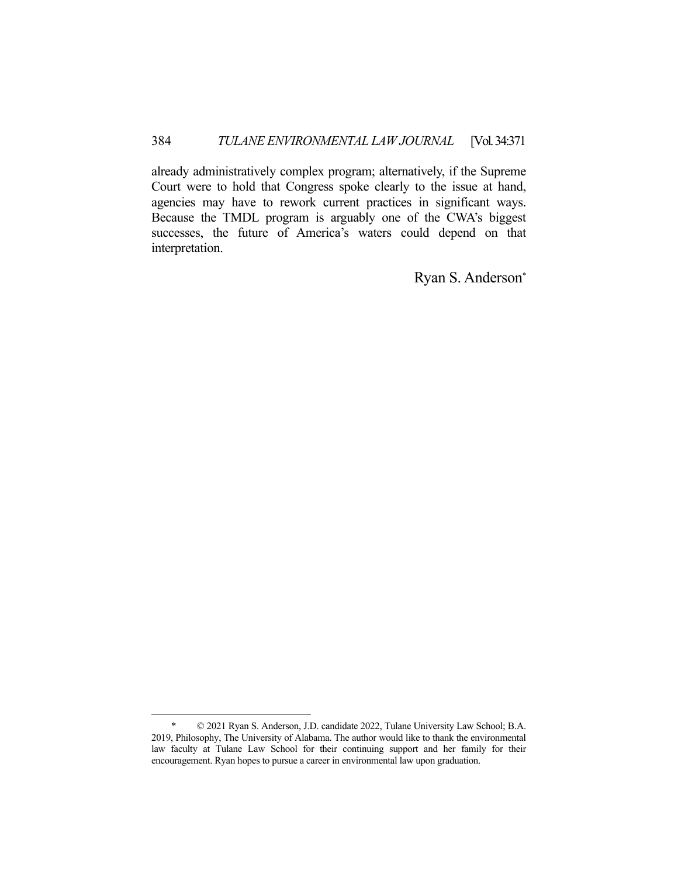already administratively complex program; alternatively, if the Supreme Court were to hold that Congress spoke clearly to the issue at hand, agencies may have to rework current practices in significant ways. Because the TMDL program is arguably one of the CWA's biggest successes, the future of America's waters could depend on that interpretation.

Ryan S. Anderson*

---

\* © 2021 Ryan S. Anderson, J.D. candidate 2022, Tulane University Law School; B.A. 2019, Philosophy, The University of Alabama. The author would like to thank the environmental law faculty at Tulane Law School for their continuing support and her family for their encouragement. Ryan hopes to pursue a career in environmental law upon graduation.